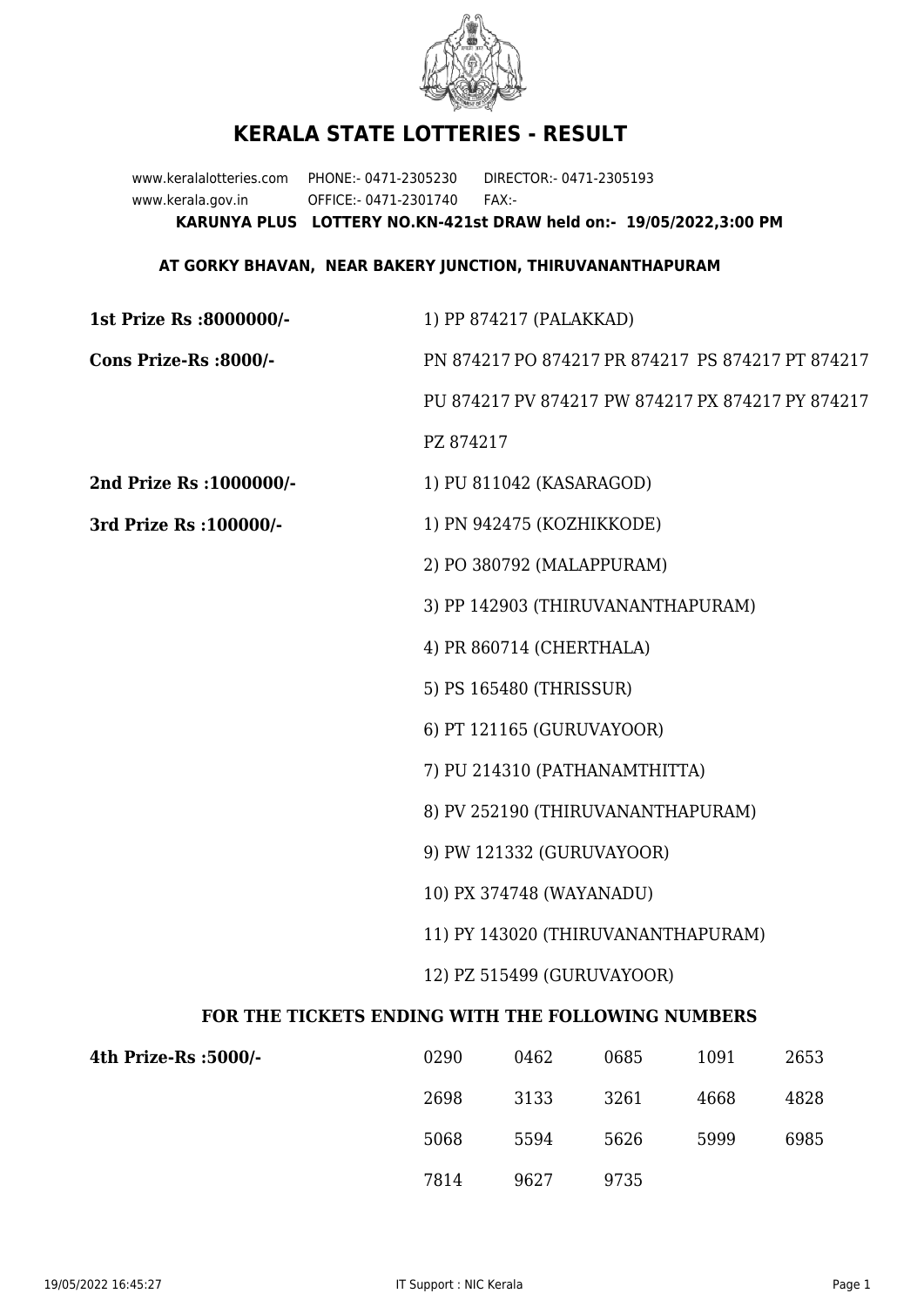# KERALA STATE LOTTERIES - RESULT

www.keralalotteries.com PHONE:- 0471-2305230 DIRECTOR:- 0471-2305193
www.kerala.gov.in OFFICE:- 0471-2301740 FAX:-

**KARUNYA PLUS LOTTERY NO.KN-421st DRAW held on:- 19/05/2022,3:00 PM**

**AT GORKY BHAVAN, NEAR BAKERY JUNCTION, THIRUVANANTHAPURAM**

**1st Prize Rs :8000000/-** 1) PP 874217 (PALAKKAD)

**Cons Prize-Rs :8000/-** PN 874217 PO 874217 PR 874217 PS 874217 PT 874217 PU 874217 PV 874217 PW 874217 PX 874217 PY 874217 PZ 874217

**2nd Prize Rs :1000000/-** 1) PU 811042 (KASARAGOD)

**3rd Prize Rs :100000/-**

1) PN 942475 (KOZHIKKODE)
2) PO 380792 (MALAPPURAM)
3) PP 142903 (THIRUVANANTHAPURAM)
4) PR 860714 (CHERTHALA)
5) PS 165480 (THRISSUR)
6) PT 121165 (GURUVAYOOR)
7) PU 214310 (PATHANAMTHITTA)
8) PV 252190 (THIRUVANANTHAPURAM)
9) PW 121332 (GURUVAYOOR)
10) PX 374748 (WAYANADU)
11) PY 143020 (THIRUVANANTHAPURAM)
12) PZ 515499 (GURUVAYOOR)

## FOR THE TICKETS ENDING WITH THE FOLLOWING NUMBERS

**4th Prize-Rs :5000/-**

| | | | | |
|---|---|---|---|---|
| 0290 | 0462 | 0685 | 1091 | 2653 |
| 2698 | 3133 | 3261 | 4668 | 4828 |
| 5068 | 5594 | 5626 | 5999 | 6985 |
| 7814 | 9627 | 9735 | | |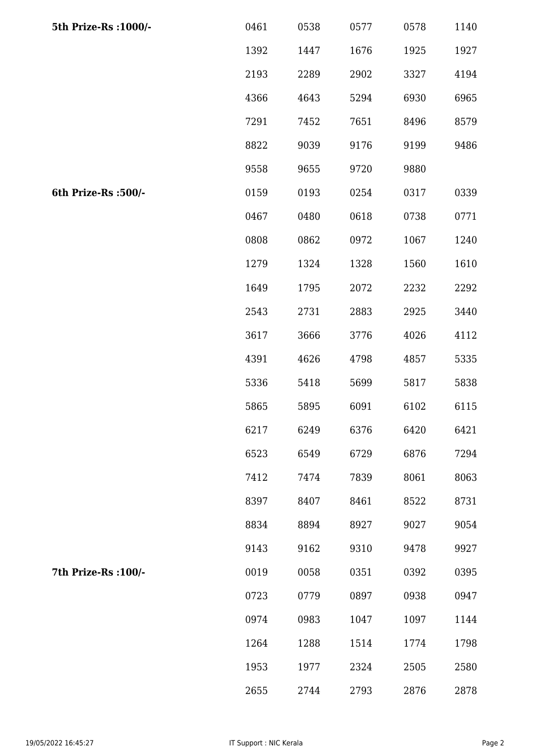| | | | | | |
|---|---|---|---|---|---|
| **5th Prize-Rs :1000/-** | 0461 | 0538 | 0577 | 0578 | 1140 |
| | 1392 | 1447 | 1676 | 1925 | 1927 |
| | 2193 | 2289 | 2902 | 3327 | 4194 |
| | 4366 | 4643 | 5294 | 6930 | 6965 |
| | 7291 | 7452 | 7651 | 8496 | 8579 |
| | 8822 | 9039 | 9176 | 9199 | 9486 |
| | 9558 | 9655 | 9720 | 9880 | |
| **6th Prize-Rs :500/-** | 0159 | 0193 | 0254 | 0317 | 0339 |
| | 0467 | 0480 | 0618 | 0738 | 0771 |
| | 0808 | 0862 | 0972 | 1067 | 1240 |
| | 1279 | 1324 | 1328 | 1560 | 1610 |
| | 1649 | 1795 | 2072 | 2232 | 2292 |
| | 2543 | 2731 | 2883 | 2925 | 3440 |
| | 3617 | 3666 | 3776 | 4026 | 4112 |
| | 4391 | 4626 | 4798 | 4857 | 5335 |
| | 5336 | 5418 | 5699 | 5817 | 5838 |
| | 5865 | 5895 | 6091 | 6102 | 6115 |
| | 6217 | 6249 | 6376 | 6420 | 6421 |
| | 6523 | 6549 | 6729 | 6876 | 7294 |
| | 7412 | 7474 | 7839 | 8061 | 8063 |
| | 8397 | 8407 | 8461 | 8522 | 8731 |
| | 8834 | 8894 | 8927 | 9027 | 9054 |
| | 9143 | 9162 | 9310 | 9478 | 9927 |
| **7th Prize-Rs :100/-** | 0019 | 0058 | 0351 | 0392 | 0395 |
| | 0723 | 0779 | 0897 | 0938 | 0947 |
| | 0974 | 0983 | 1047 | 1097 | 1144 |
| | 1264 | 1288 | 1514 | 1774 | 1798 |
| | 1953 | 1977 | 2324 | 2505 | 2580 |
| | 2655 | 2744 | 2793 | 2876 | 2878 |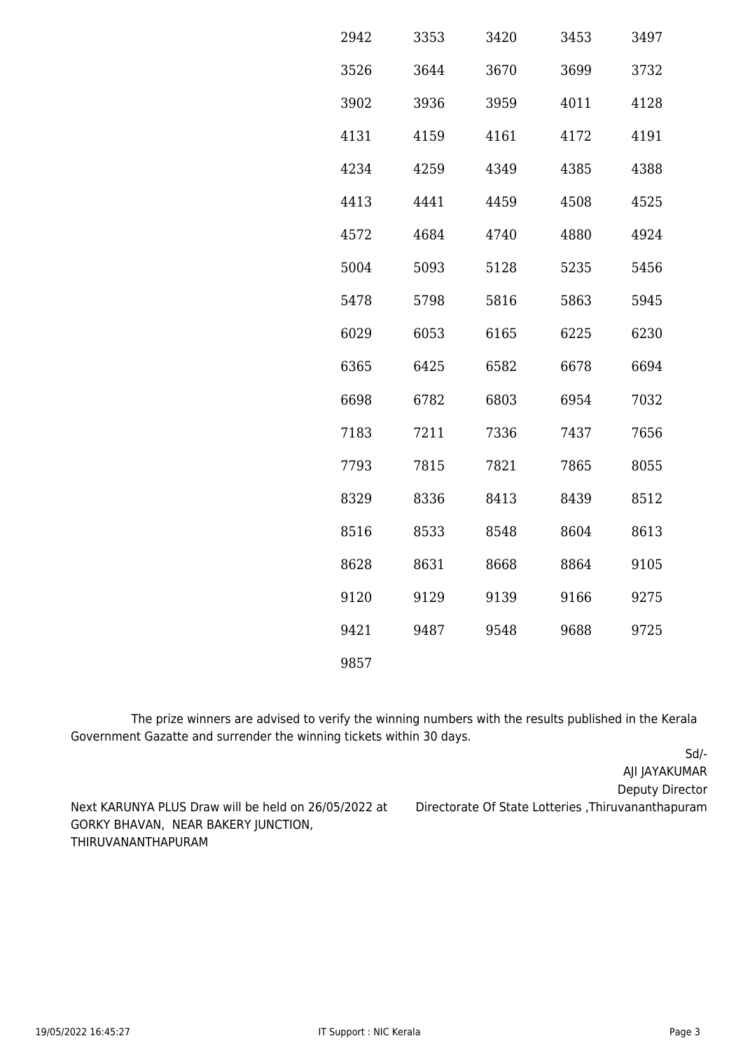| | | | | |
|---|---|---|---|---|
| 2942 | 3353 | 3420 | 3453 | 3497 |
| 3526 | 3644 | 3670 | 3699 | 3732 |
| 3902 | 3936 | 3959 | 4011 | 4128 |
| 4131 | 4159 | 4161 | 4172 | 4191 |
| 4234 | 4259 | 4349 | 4385 | 4388 |
| 4413 | 4441 | 4459 | 4508 | 4525 |
| 4572 | 4684 | 4740 | 4880 | 4924 |
| 5004 | 5093 | 5128 | 5235 | 5456 |
| 5478 | 5798 | 5816 | 5863 | 5945 |
| 6029 | 6053 | 6165 | 6225 | 6230 |
| 6365 | 6425 | 6582 | 6678 | 6694 |
| 6698 | 6782 | 6803 | 6954 | 7032 |
| 7183 | 7211 | 7336 | 7437 | 7656 |
| 7793 | 7815 | 7821 | 7865 | 8055 |
| 8329 | 8336 | 8413 | 8439 | 8512 |
| 8516 | 8533 | 8548 | 8604 | 8613 |
| 8628 | 8631 | 8668 | 8864 | 9105 |
| 9120 | 9129 | 9139 | 9166 | 9275 |
| 9421 | 9487 | 9548 | 9688 | 9725 |
| 9857 | | | | |

The prize winners are advised to verify the winning numbers with the results published in the Kerala Government Gazatte and surrender the winning tickets within 30 days.

Sd/-
AJI JAYAKUMAR
Deputy Director
Directorate Of State Lotteries ,Thiruvananthapuram

Next KARUNYA PLUS Draw will be held on 26/05/2022 at GORKY BHAVAN, NEAR BAKERY JUNCTION, THIRUVANANTHAPURAM